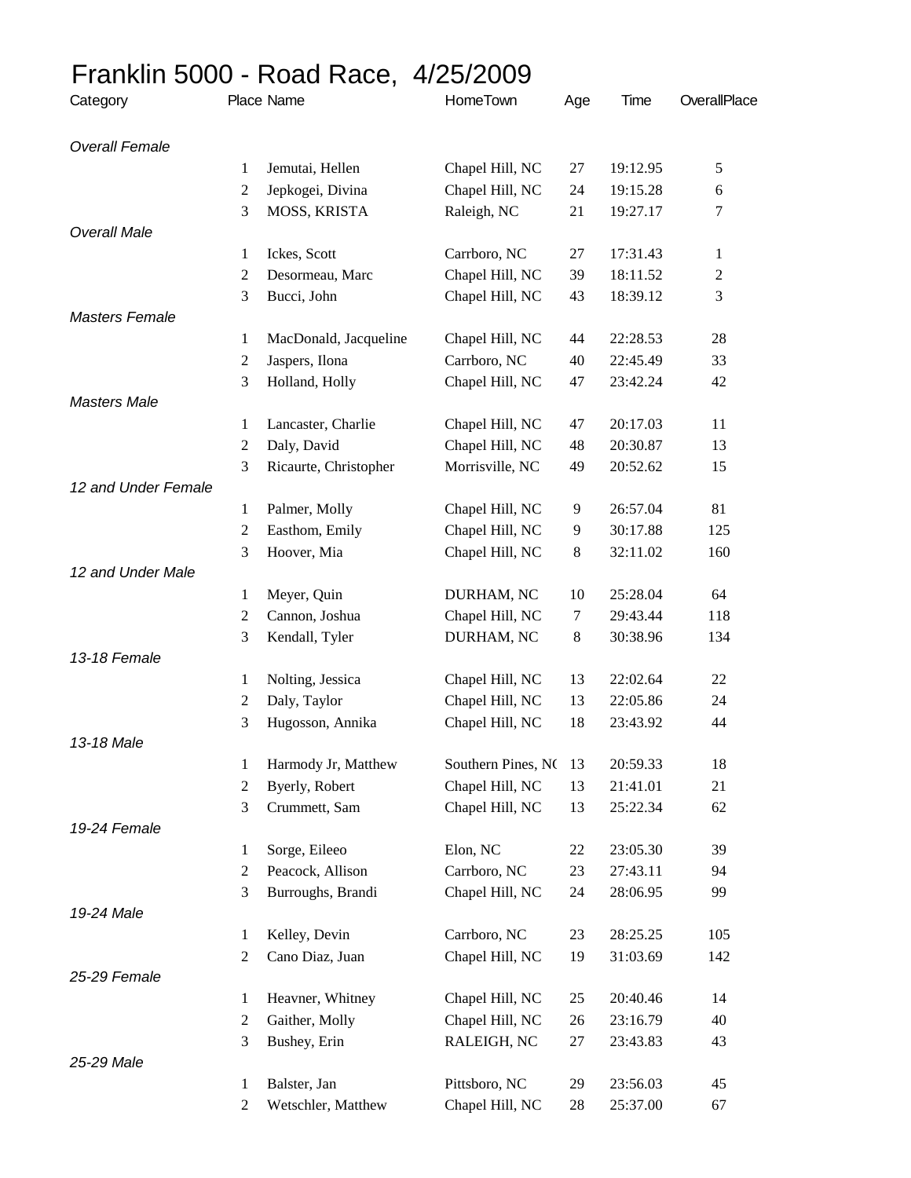# Franklin 5000 - Road Race, 4/25/2009

| Category | Place | Name | HomeTown | Age | Time | OverallPlace |
|---|---|---|---|---|---|---|
| *Overall Female* | | | | | | |
| | 1 | Jemutai, Hellen | Chapel Hill, NC | 27 | 19:12.95 | 5 |
| | 2 | Jepkogei, Divina | Chapel Hill, NC | 24 | 19:15.28 | 6 |
| | 3 | MOSS, KRISTA | Raleigh, NC | 21 | 19:27.17 | 7 |
| *Overall Male* | | | | | | |
| | 1 | Ickes, Scott | Carrboro, NC | 27 | 17:31.43 | 1 |
| | 2 | Desormeau, Marc | Chapel Hill, NC | 39 | 18:11.52 | 2 |
| | 3 | Bucci, John | Chapel Hill, NC | 43 | 18:39.12 | 3 |
| *Masters Female* | | | | | | |
| | 1 | MacDonald, Jacqueline | Chapel Hill, NC | 44 | 22:28.53 | 28 |
| | 2 | Jaspers, Ilona | Carrboro, NC | 40 | 22:45.49 | 33 |
| | 3 | Holland, Holly | Chapel Hill, NC | 47 | 23:42.24 | 42 |
| *Masters Male* | | | | | | |
| | 1 | Lancaster, Charlie | Chapel Hill, NC | 47 | 20:17.03 | 11 |
| | 2 | Daly, David | Chapel Hill, NC | 48 | 20:30.87 | 13 |
| | 3 | Ricaurte, Christopher | Morrisville, NC | 49 | 20:52.62 | 15 |
| *12 and Under Female* | | | | | | |
| | 1 | Palmer, Molly | Chapel Hill, NC | 9 | 26:57.04 | 81 |
| | 2 | Easthom, Emily | Chapel Hill, NC | 9 | 30:17.88 | 125 |
| | 3 | Hoover, Mia | Chapel Hill, NC | 8 | 32:11.02 | 160 |
| *12 and Under Male* | | | | | | |
| | 1 | Meyer, Quin | DURHAM, NC | 10 | 25:28.04 | 64 |
| | 2 | Cannon, Joshua | Chapel Hill, NC | 7 | 29:43.44 | 118 |
| | 3 | Kendall, Tyler | DURHAM, NC | 8 | 30:38.96 | 134 |
| *13-18 Female* | | | | | | |
| | 1 | Nolting, Jessica | Chapel Hill, NC | 13 | 22:02.64 | 22 |
| | 2 | Daly, Taylor | Chapel Hill, NC | 13 | 22:05.86 | 24 |
| | 3 | Hugosson, Annika | Chapel Hill, NC | 18 | 23:43.92 | 44 |
| *13-18 Male* | | | | | | |
| | 1 | Harmody Jr, Matthew | Southern Pines, NC | 13 | 20:59.33 | 18 |
| | 2 | Byerly, Robert | Chapel Hill, NC | 13 | 21:41.01 | 21 |
| | 3 | Crummett, Sam | Chapel Hill, NC | 13 | 25:22.34 | 62 |
| *19-24 Female* | | | | | | |
| | 1 | Sorge, Eileeo | Elon, NC | 22 | 23:05.30 | 39 |
| | 2 | Peacock, Allison | Carrboro, NC | 23 | 27:43.11 | 94 |
| | 3 | Burroughs, Brandi | Chapel Hill, NC | 24 | 28:06.95 | 99 |
| *19-24 Male* | | | | | | |
| | 1 | Kelley, Devin | Carrboro, NC | 23 | 28:25.25 | 105 |
| | 2 | Cano Diaz, Juan | Chapel Hill, NC | 19 | 31:03.69 | 142 |
| *25-29 Female* | | | | | | |
| | 1 | Heavner, Whitney | Chapel Hill, NC | 25 | 20:40.46 | 14 |
| | 2 | Gaither, Molly | Chapel Hill, NC | 26 | 23:16.79 | 40 |
| | 3 | Bushey, Erin | RALEIGH, NC | 27 | 23:43.83 | 43 |
| *25-29 Male* | | | | | | |
| | 1 | Balster, Jan | Pittsboro, NC | 29 | 23:56.03 | 45 |
| | 2 | Wetschler, Matthew | Chapel Hill, NC | 28 | 25:37.00 | 67 |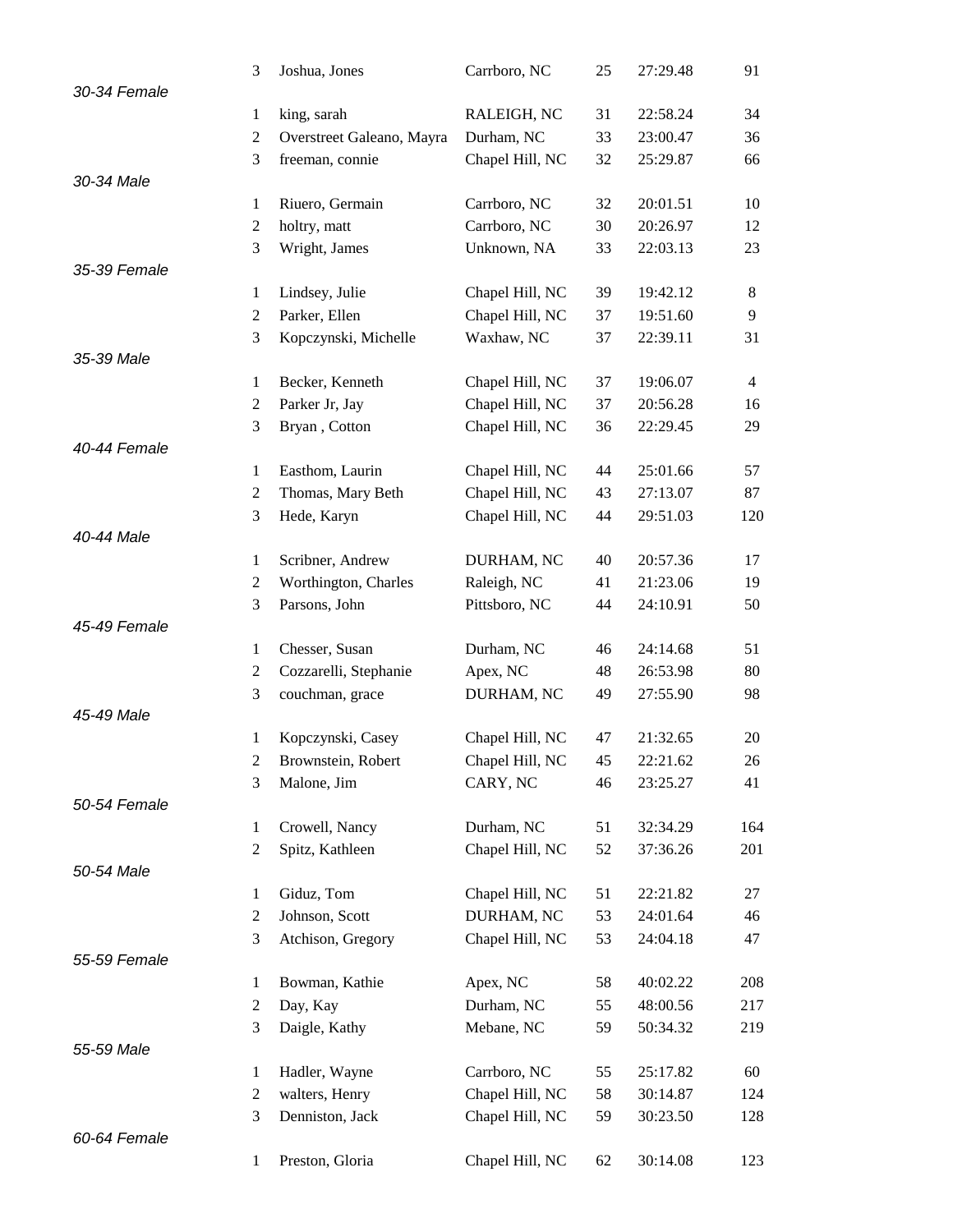| | Place | Name | City | Age | Time | Overall |
|---|---|---|---|---|---|---|
| | 3 | Joshua, Jones | Carrboro, NC | 25 | 27:29.48 | 91 |
| *30-34 Female* | | | | | | |
| | 1 | king, sarah | RALEIGH, NC | 31 | 22:58.24 | 34 |
| | 2 | Overstreet Galeano, Mayra | Durham, NC | 33 | 23:00.47 | 36 |
| | 3 | freeman, connie | Chapel Hill, NC | 32 | 25:29.87 | 66 |
| *30-34 Male* | | | | | | |
| | 1 | Riuero, Germain | Carrboro, NC | 32 | 20:01.51 | 10 |
| | 2 | holtry, matt | Carrboro, NC | 30 | 20:26.97 | 12 |
| | 3 | Wright, James | Unknown, NA | 33 | 22:03.13 | 23 |
| *35-39 Female* | | | | | | |
| | 1 | Lindsey, Julie | Chapel Hill, NC | 39 | 19:42.12 | 8 |
| | 2 | Parker, Ellen | Chapel Hill, NC | 37 | 19:51.60 | 9 |
| | 3 | Kopczynski, Michelle | Waxhaw, NC | 37 | 22:39.11 | 31 |
| *35-39 Male* | | | | | | |
| | 1 | Becker, Kenneth | Chapel Hill, NC | 37 | 19:06.07 | 4 |
| | 2 | Parker Jr, Jay | Chapel Hill, NC | 37 | 20:56.28 | 16 |
| | 3 | Bryan , Cotton | Chapel Hill, NC | 36 | 22:29.45 | 29 |
| *40-44 Female* | | | | | | |
| | 1 | Easthom, Laurin | Chapel Hill, NC | 44 | 25:01.66 | 57 |
| | 2 | Thomas, Mary Beth | Chapel Hill, NC | 43 | 27:13.07 | 87 |
| | 3 | Hede, Karyn | Chapel Hill, NC | 44 | 29:51.03 | 120 |
| *40-44 Male* | | | | | | |
| | 1 | Scribner, Andrew | DURHAM, NC | 40 | 20:57.36 | 17 |
| | 2 | Worthington, Charles | Raleigh, NC | 41 | 21:23.06 | 19 |
| | 3 | Parsons, John | Pittsboro, NC | 44 | 24:10.91 | 50 |
| *45-49 Female* | | | | | | |
| | 1 | Chesser, Susan | Durham, NC | 46 | 24:14.68 | 51 |
| | 2 | Cozzarelli, Stephanie | Apex, NC | 48 | 26:53.98 | 80 |
| | 3 | couchman, grace | DURHAM, NC | 49 | 27:55.90 | 98 |
| *45-49 Male* | | | | | | |
| | 1 | Kopczynski, Casey | Chapel Hill, NC | 47 | 21:32.65 | 20 |
| | 2 | Brownstein, Robert | Chapel Hill, NC | 45 | 22:21.62 | 26 |
| | 3 | Malone, Jim | CARY, NC | 46 | 23:25.27 | 41 |
| *50-54 Female* | | | | | | |
| | 1 | Crowell, Nancy | Durham, NC | 51 | 32:34.29 | 164 |
| | 2 | Spitz, Kathleen | Chapel Hill, NC | 52 | 37:36.26 | 201 |
| *50-54 Male* | | | | | | |
| | 1 | Giduz, Tom | Chapel Hill, NC | 51 | 22:21.82 | 27 |
| | 2 | Johnson, Scott | DURHAM, NC | 53 | 24:01.64 | 46 |
| | 3 | Atchison, Gregory | Chapel Hill, NC | 53 | 24:04.18 | 47 |
| *55-59 Female* | | | | | | |
| | 1 | Bowman, Kathie | Apex, NC | 58 | 40:02.22 | 208 |
| | 2 | Day, Kay | Durham, NC | 55 | 48:00.56 | 217 |
| | 3 | Daigle, Kathy | Mebane, NC | 59 | 50:34.32 | 219 |
| *55-59 Male* | | | | | | |
| | 1 | Hadler, Wayne | Carrboro, NC | 55 | 25:17.82 | 60 |
| | 2 | walters, Henry | Chapel Hill, NC | 58 | 30:14.87 | 124 |
| | 3 | Denniston, Jack | Chapel Hill, NC | 59 | 30:23.50 | 128 |
| *60-64 Female* | | | | | | |
| | 1 | Preston, Gloria | Chapel Hill, NC | 62 | 30:14.08 | 123 |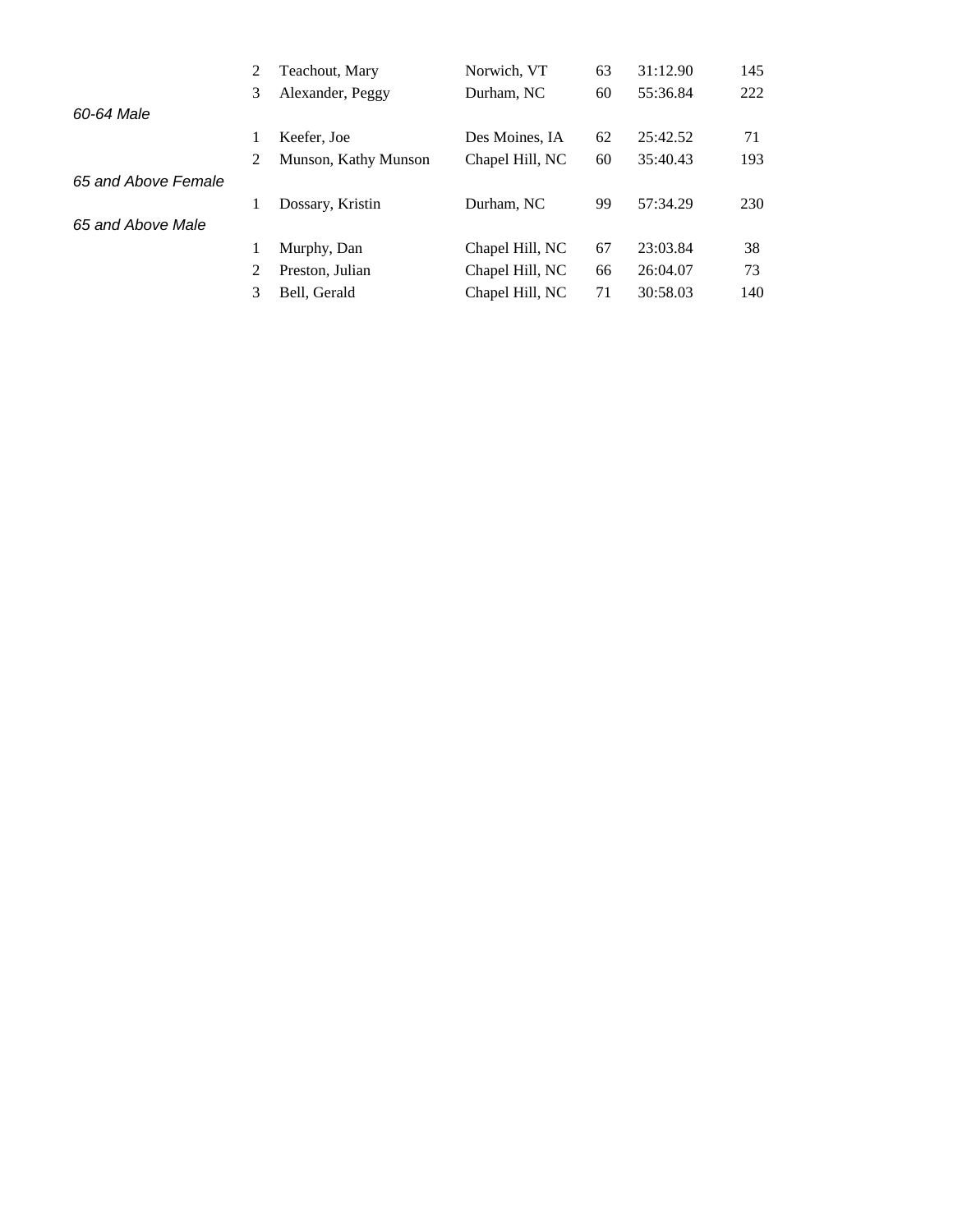| | | | | | | |
|---|---|---|---|---|---|---|
| | 2 | Teachout, Mary | Norwich, VT | 63 | 31:12.90 | 145 |
| | 3 | Alexander, Peggy | Durham, NC | 60 | 55:36.84 | 222 |
| *60-64 Male* | | | | | | |
| | 1 | Keefer, Joe | Des Moines, IA | 62 | 25:42.52 | 71 |
| | 2 | Munson, Kathy Munson | Chapel Hill, NC | 60 | 35:40.43 | 193 |
| *65 and Above Female* | | | | | | |
| | 1 | Dossary, Kristin | Durham, NC | 99 | 57:34.29 | 230 |
| *65 and Above Male* | | | | | | |
| | 1 | Murphy, Dan | Chapel Hill, NC | 67 | 23:03.84 | 38 |
| | 2 | Preston, Julian | Chapel Hill, NC | 66 | 26:04.07 | 73 |
| | 3 | Bell, Gerald | Chapel Hill, NC | 71 | 30:58.03 | 140 |